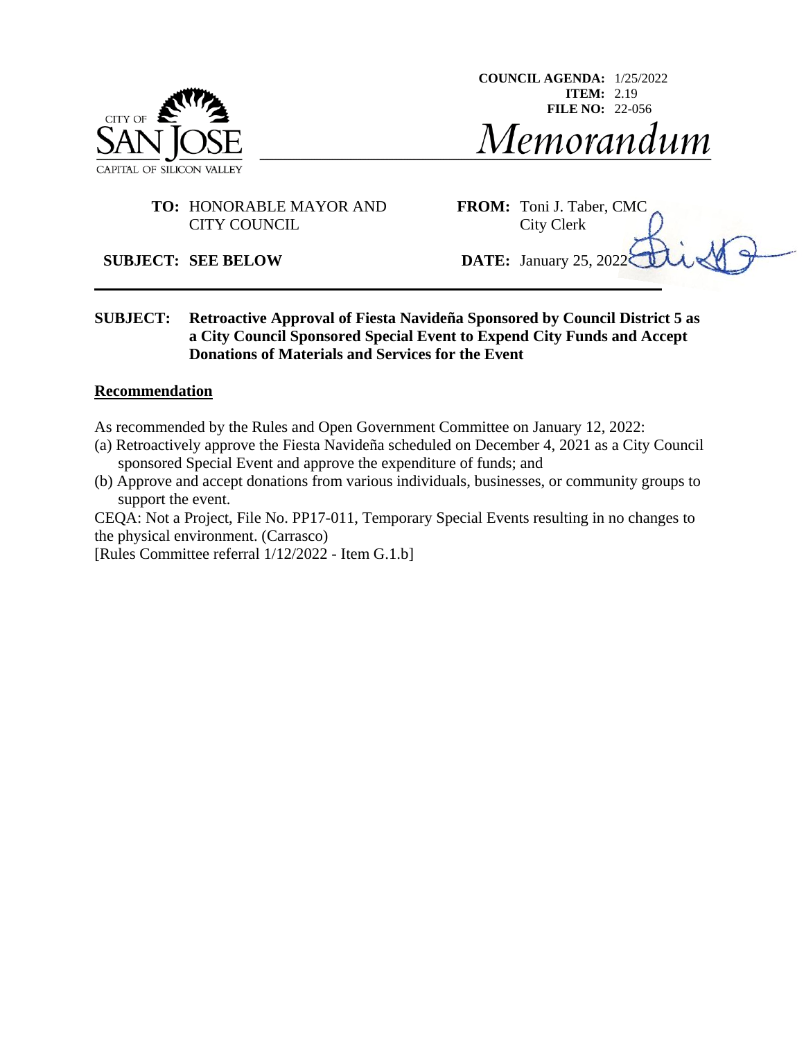**COUNCIL AGENDA:** 1/25/2022
**ITEM:** 2.19
**FILE NO:** 22-056

CITY OF SAN JOSE
CAPITAL OF SILICON VALLEY

# *Memorandum*

**TO:** HONORABLE MAYOR AND CITY COUNCIL

**FROM:** Toni J. Taber, CMC
City Clerk

**SUBJECT: SEE BELOW**

**DATE:** January 25, 2022

---

**SUBJECT: Retroactive Approval of Fiesta Navideña Sponsored by Council District 5 as a City Council Sponsored Special Event to Expend City Funds and Accept Donations of Materials and Services for the Event**

## Recommendation

As recommended by the Rules and Open Government Committee on January 12, 2022:

(a) Retroactively approve the Fiesta Navideña scheduled on December 4, 2021 as a City Council sponsored Special Event and approve the expenditure of funds; and

(b) Approve and accept donations from various individuals, businesses, or community groups to support the event.

CEQA: Not a Project, File No. PP17-011, Temporary Special Events resulting in no changes to the physical environment. (Carrasco)

[Rules Committee referral 1/12/2022 - Item G.1.b]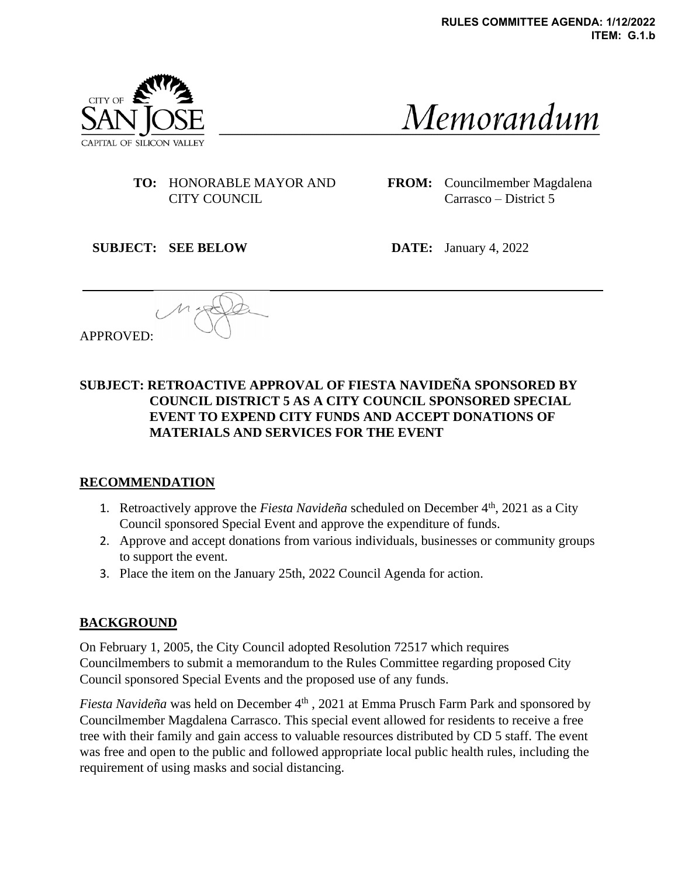RULES COMMITTEE AGENDA: 1/12/2022
ITEM: G.1.b

CITY OF SAN JOSE
CAPITAL OF SILICON VALLEY

# Memorandum

**TO:** HONORABLE MAYOR AND CITY COUNCIL

**FROM:** Councilmember Magdalena Carrasco – District 5

**SUBJECT: SEE BELOW**

**DATE:** January 4, 2022

APPROVED:

**SUBJECT: RETROACTIVE APPROVAL OF FIESTA NAVIDEÑA SPONSORED BY COUNCIL DISTRICT 5 AS A CITY COUNCIL SPONSORED SPECIAL EVENT TO EXPEND CITY FUNDS AND ACCEPT DONATIONS OF MATERIALS AND SERVICES FOR THE EVENT**

## RECOMMENDATION

1. Retroactively approve the *Fiesta Navideña* scheduled on December 4th, 2021 as a City Council sponsored Special Event and approve the expenditure of funds.
2. Approve and accept donations from various individuals, businesses or community groups to support the event.
3. Place the item on the January 25th, 2022 Council Agenda for action.

## BACKGROUND

On February 1, 2005, the City Council adopted Resolution 72517 which requires Councilmembers to submit a memorandum to the Rules Committee regarding proposed City Council sponsored Special Events and the proposed use of any funds.

*Fiesta Navideña* was held on December 4th , 2021 at Emma Prusch Farm Park and sponsored by Councilmember Magdalena Carrasco. This special event allowed for residents to receive a free tree with their family and gain access to valuable resources distributed by CD 5 staff. The event was free and open to the public and followed appropriate local public health rules, including the requirement of using masks and social distancing.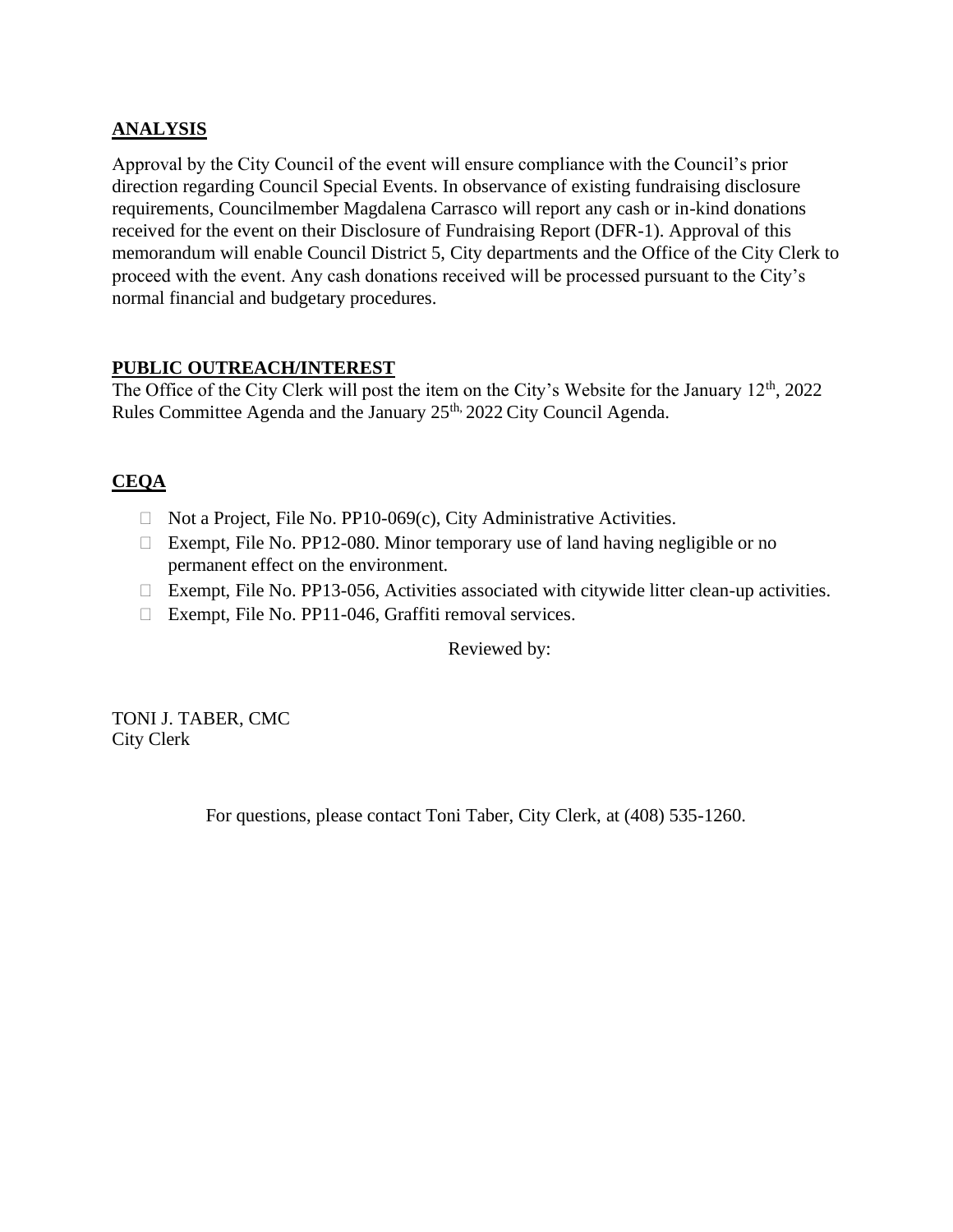## ANALYSIS

Approval by the City Council of the event will ensure compliance with the Council's prior direction regarding Council Special Events. In observance of existing fundraising disclosure requirements, Councilmember Magdalena Carrasco will report any cash or in-kind donations received for the event on their Disclosure of Fundraising Report (DFR-1). Approval of this memorandum will enable Council District 5, City departments and the Office of the City Clerk to proceed with the event. Any cash donations received will be processed pursuant to the City's normal financial and budgetary procedures.

## PUBLIC OUTREACH/INTEREST

The Office of the City Clerk will post the item on the City's Website for the January 12th, 2022 Rules Committee Agenda and the January 25th, 2022 City Council Agenda.

## CEQA

- Not a Project, File No. PP10-069(c), City Administrative Activities.
- Exempt, File No. PP12-080. Minor temporary use of land having negligible or no permanent effect on the environment.
- Exempt, File No. PP13-056, Activities associated with citywide litter clean-up activities.
- Exempt, File No. PP11-046, Graffiti removal services.

Reviewed by:

TONI J. TABER, CMC
City Clerk

For questions, please contact Toni Taber, City Clerk, at (408) 535-1260.